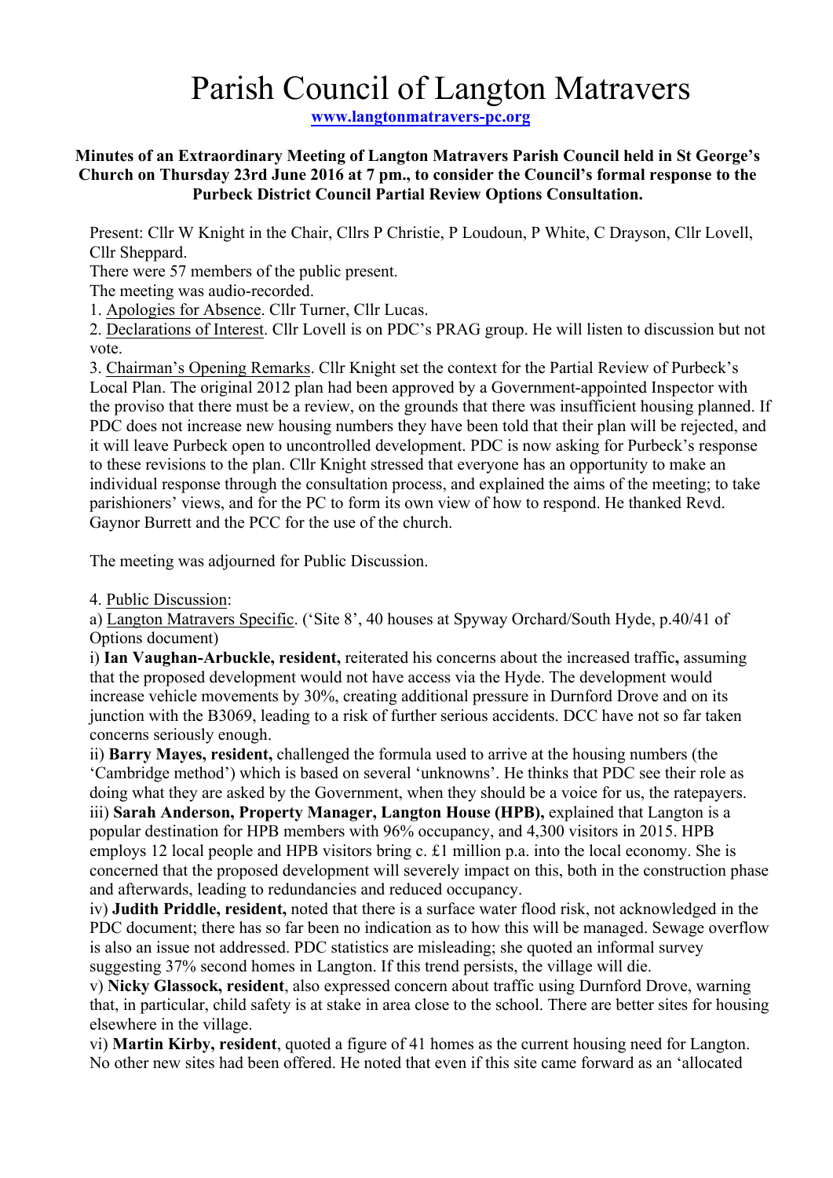# Parish Council of Langton Matravers

www.langtonmatravers-pc.org

**Minutes of an Extraordinary Meeting of Langton Matravers Parish Council held in St George's Church on Thursday 23rd June 2016 at 7 pm., to consider the Council's formal response to the Purbeck District Council Partial Review Options Consultation.**

Present: Cllr W Knight in the Chair, Cllrs P Christie, P Loudoun, P White, C Drayson, Cllr Lovell, Cllr Sheppard.

There were 57 members of the public present.

The meeting was audio-recorded.

1. Apologies for Absence. Cllr Turner, Cllr Lucas.

2. Declarations of Interest. Cllr Lovell is on PDC's PRAG group. He will listen to discussion but not vote.

3. Chairman's Opening Remarks. Cllr Knight set the context for the Partial Review of Purbeck's Local Plan. The original 2012 plan had been approved by a Government-appointed Inspector with the proviso that there must be a review, on the grounds that there was insufficient housing planned. If PDC does not increase new housing numbers they have been told that their plan will be rejected, and it will leave Purbeck open to uncontrolled development. PDC is now asking for Purbeck's response to these revisions to the plan. Cllr Knight stressed that everyone has an opportunity to make an individual response through the consultation process, and explained the aims of the meeting; to take parishioners' views, and for the PC to form its own view of how to respond. He thanked Revd. Gaynor Burrett and the PCC for the use of the church.

The meeting was adjourned for Public Discussion.

4. Public Discussion:

a) Langton Matravers Specific. ('Site 8', 40 houses at Spyway Orchard/South Hyde, p.40/41 of Options document)

i) **Ian Vaughan-Arbuckle, resident,** reiterated his concerns about the increased traffic**,** assuming that the proposed development would not have access via the Hyde. The development would increase vehicle movements by 30%, creating additional pressure in Durnford Drove and on its junction with the B3069, leading to a risk of further serious accidents. DCC have not so far taken concerns seriously enough.

ii) **Barry Mayes, resident,** challenged the formula used to arrive at the housing numbers (the 'Cambridge method') which is based on several 'unknowns'. He thinks that PDC see their role as doing what they are asked by the Government, when they should be a voice for us, the ratepayers.

iii) **Sarah Anderson, Property Manager, Langton House (HPB),** explained that Langton is a popular destination for HPB members with 96% occupancy, and 4,300 visitors in 2015. HPB employs 12 local people and HPB visitors bring c. £1 million p.a. into the local economy. She is concerned that the proposed development will severely impact on this, both in the construction phase and afterwards, leading to redundancies and reduced occupancy.

iv) **Judith Priddle, resident,** noted that there is a surface water flood risk, not acknowledged in the PDC document; there has so far been no indication as to how this will be managed. Sewage overflow is also an issue not addressed. PDC statistics are misleading; she quoted an informal survey suggesting 37% second homes in Langton. If this trend persists, the village will die.

v) **Nicky Glassock, resident**, also expressed concern about traffic using Durnford Drove, warning that, in particular, child safety is at stake in area close to the school. There are better sites for housing elsewhere in the village.

vi) **Martin Kirby, resident**, quoted a figure of 41 homes as the current housing need for Langton. No other new sites had been offered. He noted that even if this site came forward as an 'allocated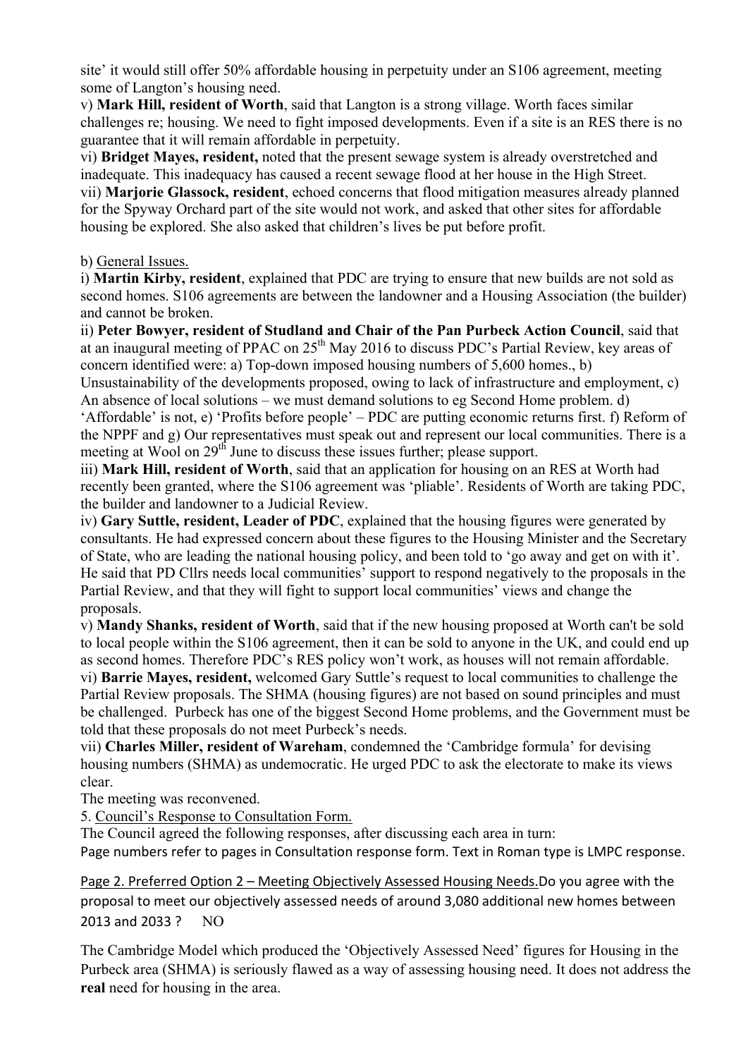site' it would still offer 50% affordable housing in perpetuity under an S106 agreement, meeting some of Langton's housing need.

v) **Mark Hill, resident of Worth**, said that Langton is a strong village. Worth faces similar challenges re; housing. We need to fight imposed developments. Even if a site is an RES there is no guarantee that it will remain affordable in perpetuity.

vi) **Bridget Mayes, resident,** noted that the present sewage system is already overstretched and inadequate. This inadequacy has caused a recent sewage flood at her house in the High Street.

vii) **Marjorie Glassock, resident**, echoed concerns that flood mitigation measures already planned for the Spyway Orchard part of the site would not work, and asked that other sites for affordable housing be explored. She also asked that children's lives be put before profit.

b) General Issues.

i) **Martin Kirby, resident**, explained that PDC are trying to ensure that new builds are not sold as second homes. S106 agreements are between the landowner and a Housing Association (the builder) and cannot be broken.

ii) **Peter Bowyer, resident of Studland and Chair of the Pan Purbeck Action Council**, said that at an inaugural meeting of PPAC on 25th May 2016 to discuss PDC's Partial Review, key areas of concern identified were: a) Top-down imposed housing numbers of 5,600 homes., b) Unsustainability of the developments proposed, owing to lack of infrastructure and employment, c) An absence of local solutions – we must demand solutions to eg Second Home problem. d) 'Affordable' is not, e) 'Profits before people' – PDC are putting economic returns first. f) Reform of the NPPF and g) Our representatives must speak out and represent our local communities. There is a meeting at Wool on 29th June to discuss these issues further; please support.

iii) **Mark Hill, resident of Worth**, said that an application for housing on an RES at Worth had recently been granted, where the S106 agreement was 'pliable'. Residents of Worth are taking PDC, the builder and landowner to a Judicial Review.

iv) **Gary Suttle, resident, Leader of PDC**, explained that the housing figures were generated by consultants. He had expressed concern about these figures to the Housing Minister and the Secretary of State, who are leading the national housing policy, and been told to 'go away and get on with it'. He said that PD Cllrs needs local communities' support to respond negatively to the proposals in the Partial Review, and that they will fight to support local communities' views and change the proposals.

v) **Mandy Shanks, resident of Worth**, said that if the new housing proposed at Worth can't be sold to local people within the S106 agreement, then it can be sold to anyone in the UK, and could end up as second homes. Therefore PDC's RES policy won't work, as houses will not remain affordable.

vi) **Barrie Mayes, resident,** welcomed Gary Suttle's request to local communities to challenge the Partial Review proposals. The SHMA (housing figures) are not based on sound principles and must be challenged. Purbeck has one of the biggest Second Home problems, and the Government must be told that these proposals do not meet Purbeck's needs.

vii) **Charles Miller, resident of Wareham**, condemned the 'Cambridge formula' for devising housing numbers (SHMA) as undemocratic. He urged PDC to ask the electorate to make its views clear.

The meeting was reconvened.

5. Council's Response to Consultation Form.

The Council agreed the following responses, after discussing each area in turn:

Page numbers refer to pages in Consultation response form. Text in Roman type is LMPC response.

Page 2. Preferred Option 2 – Meeting Objectively Assessed Housing Needs.Do you agree with the proposal to meet our objectively assessed needs of around 3,080 additional new homes between 2013 and 2033 ? NO

The Cambridge Model which produced the 'Objectively Assessed Need' figures for Housing in the Purbeck area (SHMA) is seriously flawed as a way of assessing housing need. It does not address the **real** need for housing in the area.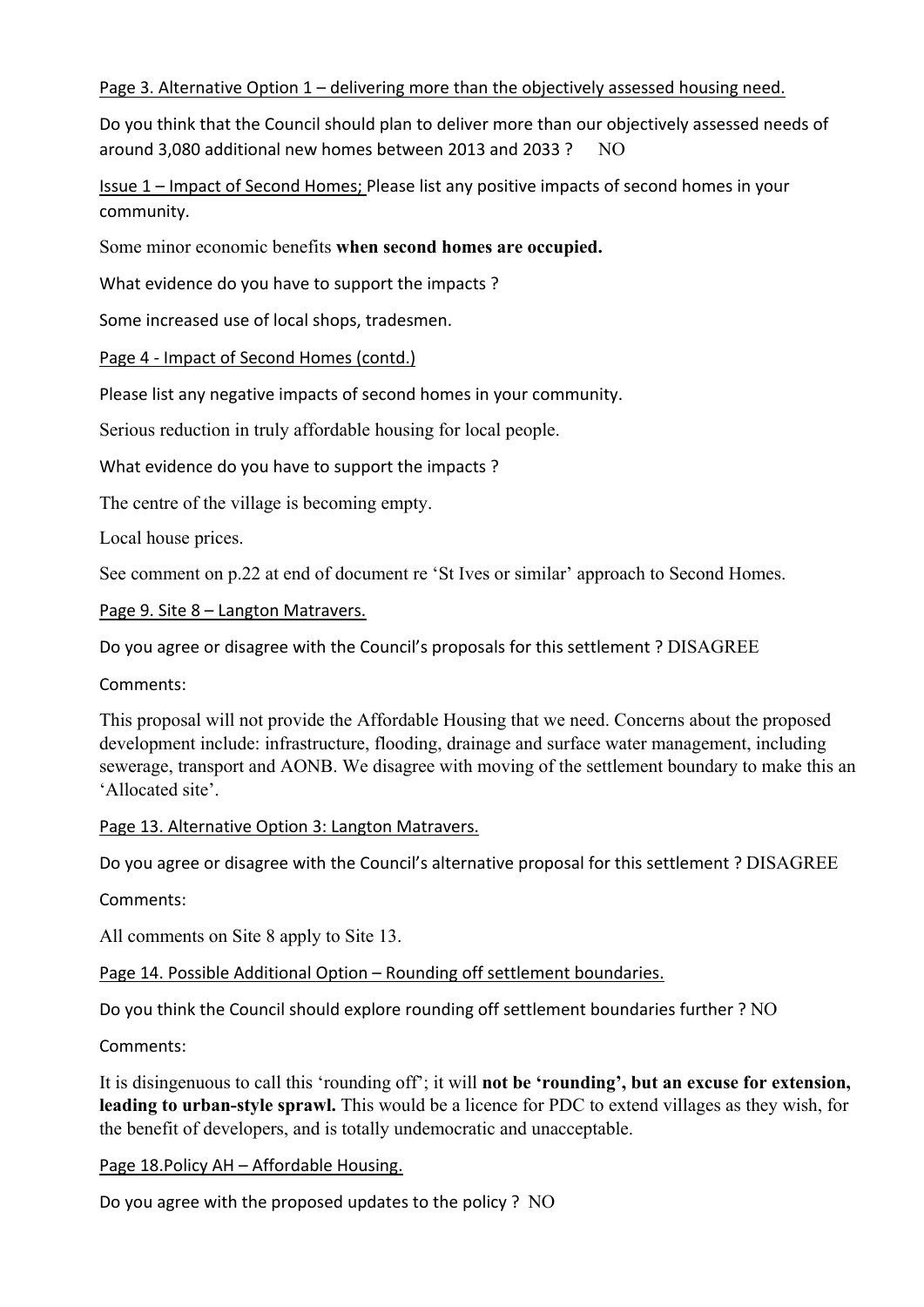Page 3. Alternative Option 1 – delivering more than the objectively assessed housing need.

Do you think that the Council should plan to deliver more than our objectively assessed needs of around 3,080 additional new homes between 2013 and 2033 ? NO

Issue 1 – Impact of Second Homes; Please list any positive impacts of second homes in your community.

Some minor economic benefits **when second homes are occupied.**

What evidence do you have to support the impacts ?

Some increased use of local shops, tradesmen.

Page 4 - Impact of Second Homes (contd.)

Please list any negative impacts of second homes in your community.

Serious reduction in truly affordable housing for local people.

What evidence do you have to support the impacts ?

The centre of the village is becoming empty.

Local house prices.

See comment on p.22 at end of document re 'St Ives or similar' approach to Second Homes.

Page 9. Site 8 – Langton Matravers.

Do you agree or disagree with the Council's proposals for this settlement ? DISAGREE

Comments:

This proposal will not provide the Affordable Housing that we need. Concerns about the proposed development include: infrastructure, flooding, drainage and surface water management, including sewerage, transport and AONB. We disagree with moving of the settlement boundary to make this an 'Allocated site'.

Page 13. Alternative Option 3: Langton Matravers.

Do you agree or disagree with the Council's alternative proposal for this settlement ? DISAGREE

Comments:

All comments on Site 8 apply to Site 13.

Page 14. Possible Additional Option – Rounding off settlement boundaries.

Do you think the Council should explore rounding off settlement boundaries further ? NO

Comments:

It is disingenuous to call this 'rounding off'; it will **not be 'rounding', but an excuse for extension, leading to urban-style sprawl.** This would be a licence for PDC to extend villages as they wish, for the benefit of developers, and is totally undemocratic and unacceptable.

Page 18.Policy AH – Affordable Housing.

Do you agree with the proposed updates to the policy ? NO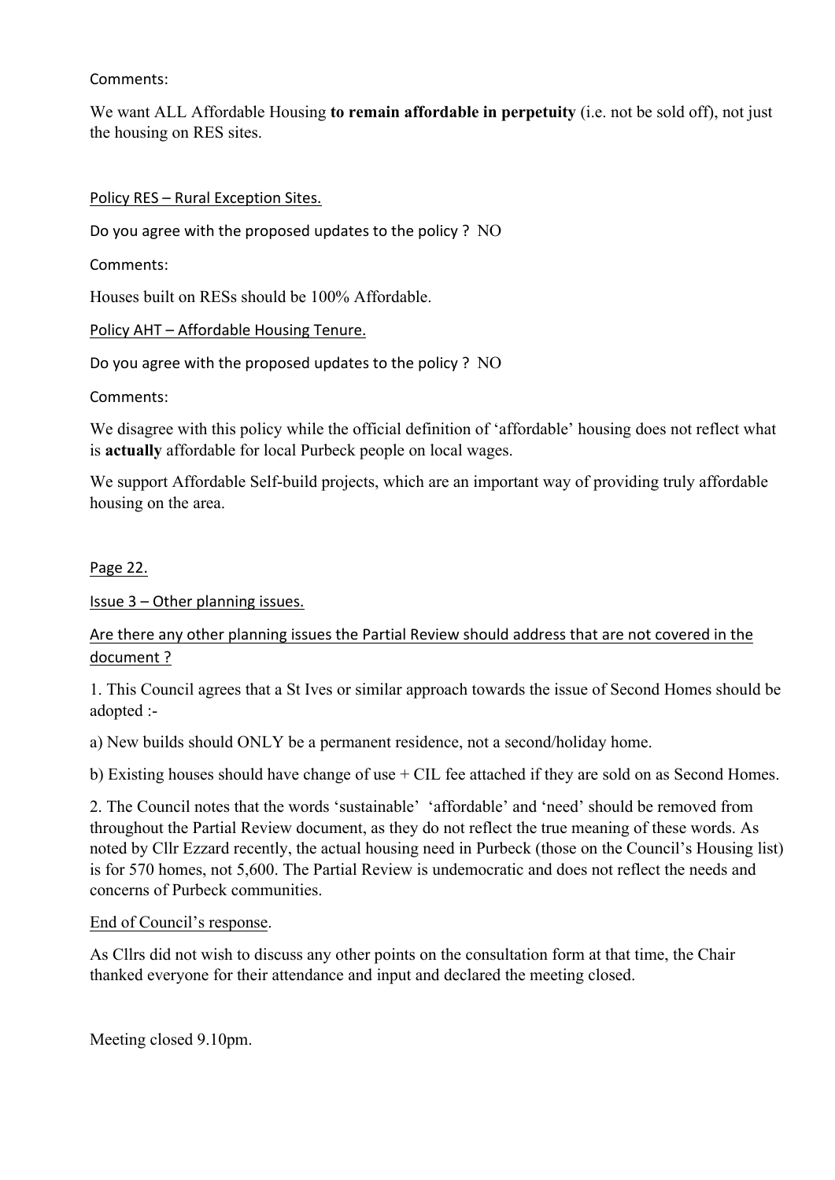Comments:

We want ALL Affordable Housing **to remain affordable in perpetuity** (i.e. not be sold off), not just the housing on RES sites.

Policy RES – Rural Exception Sites.

Do you agree with the proposed updates to the policy ? NO

Comments:

Houses built on RESs should be 100% Affordable.

Policy AHT – Affordable Housing Tenure.

Do you agree with the proposed updates to the policy ? NO

Comments:

We disagree with this policy while the official definition of 'affordable' housing does not reflect what is **actually** affordable for local Purbeck people on local wages.

We support Affordable Self-build projects, which are an important way of providing truly affordable housing on the area.

Page 22.

Issue 3 – Other planning issues.

Are there any other planning issues the Partial Review should address that are not covered in the document ?

1. This Council agrees that a St Ives or similar approach towards the issue of Second Homes should be adopted :-

a) New builds should ONLY be a permanent residence, not a second/holiday home.

b) Existing houses should have change of use + CIL fee attached if they are sold on as Second Homes.

2. The Council notes that the words 'sustainable' 'affordable' and 'need' should be removed from throughout the Partial Review document, as they do not reflect the true meaning of these words. As noted by Cllr Ezzard recently, the actual housing need in Purbeck (those on the Council's Housing list) is for 570 homes, not 5,600. The Partial Review is undemocratic and does not reflect the needs and concerns of Purbeck communities.

End of Council's response.

As Cllrs did not wish to discuss any other points on the consultation form at that time, the Chair thanked everyone for their attendance and input and declared the meeting closed.

Meeting closed 9.10pm.